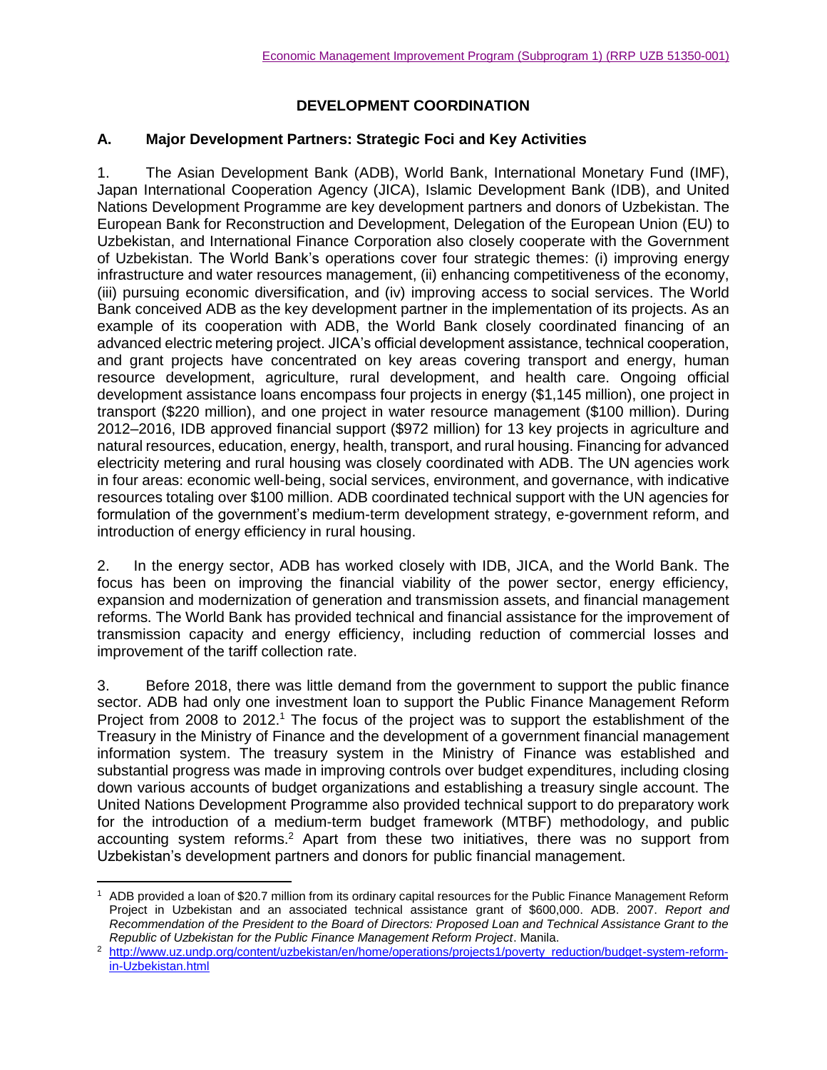# DEVELOPMENT COORDINATION

## A. Major Development Partners: Strategic Foci and Key Activities

1. The Asian Development Bank (ADB), World Bank, International Monetary Fund (IMF), Japan International Cooperation Agency (JICA), Islamic Development Bank (IDB), and United Nations Development Programme are key development partners and donors of Uzbekistan. The European Bank for Reconstruction and Development, Delegation of the European Union (EU) to Uzbekistan, and International Finance Corporation also closely cooperate with the Government of Uzbekistan. The World Bank's operations cover four strategic themes: (i) improving energy infrastructure and water resources management, (ii) enhancing competitiveness of the economy, (iii) pursuing economic diversification, and (iv) improving access to social services. The World Bank conceived ADB as the key development partner in the implementation of its projects. As an example of its cooperation with ADB, the World Bank closely coordinated financing of an advanced electric metering project. JICA's official development assistance, technical cooperation, and grant projects have concentrated on key areas covering transport and energy, human resource development, agriculture, rural development, and health care. Ongoing official development assistance loans encompass four projects in energy ($1,145 million), one project in transport ($220 million), and one project in water resource management ($100 million). During 2012–2016, IDB approved financial support ($972 million) for 13 key projects in agriculture and natural resources, education, energy, health, transport, and rural housing. Financing for advanced electricity metering and rural housing was closely coordinated with ADB. The UN agencies work in four areas: economic well-being, social services, environment, and governance, with indicative resources totaling over $100 million. ADB coordinated technical support with the UN agencies for formulation of the government's medium-term development strategy, e-government reform, and introduction of energy efficiency in rural housing.

2. In the energy sector, ADB has worked closely with IDB, JICA, and the World Bank. The focus has been on improving the financial viability of the power sector, energy efficiency, expansion and modernization of generation and transmission assets, and financial management reforms. The World Bank has provided technical and financial assistance for the improvement of transmission capacity and energy efficiency, including reduction of commercial losses and improvement of the tariff collection rate.

3. Before 2018, there was little demand from the government to support the public finance sector. ADB had only one investment loan to support the Public Finance Management Reform Project from 2008 to 2012.[1] The focus of the project was to support the establishment of the Treasury in the Ministry of Finance and the development of a government financial management information system. The treasury system in the Ministry of Finance was established and substantial progress was made in improving controls over budget expenditures, including closing down various accounts of budget organizations and establishing a treasury single account. The United Nations Development Programme also provided technical support to do preparatory work for the introduction of a medium-term budget framework (MTBF) methodology, and public accounting system reforms.[2] Apart from these two initiatives, there was no support from Uzbekistan's development partners and donors for public financial management.

---

[1] ADB provided a loan of $20.7 million from its ordinary capital resources for the Public Finance Management Reform Project in Uzbekistan and an associated technical assistance grant of $600,000. ADB. 2007. *Report and Recommendation of the President to the Board of Directors: Proposed Loan and Technical Assistance Grant to the Republic of Uzbekistan for the Public Finance Management Reform Project*. Manila.

[2] http://www.uz.undp.org/content/uzbekistan/en/home/operations/projects1/poverty_reduction/budget-system-reform-in-Uzbekistan.html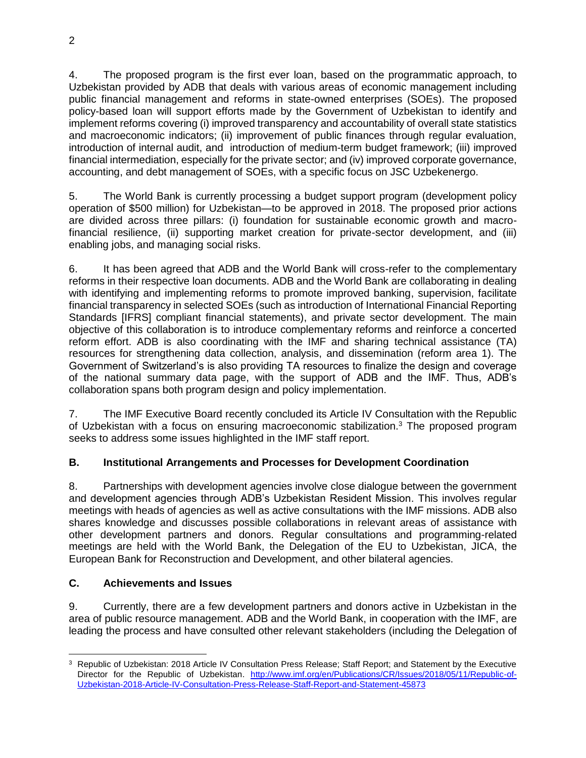4. The proposed program is the first ever loan, based on the programmatic approach, to Uzbekistan provided by ADB that deals with various areas of economic management including public financial management and reforms in state-owned enterprises (SOEs). The proposed policy-based loan will support efforts made by the Government of Uzbekistan to identify and implement reforms covering (i) improved transparency and accountability of overall state statistics and macroeconomic indicators; (ii) improvement of public finances through regular evaluation, introduction of internal audit, and introduction of medium-term budget framework; (iii) improved financial intermediation, especially for the private sector; and (iv) improved corporate governance, accounting, and debt management of SOEs, with a specific focus on JSC Uzbekenergo.

5. The World Bank is currently processing a budget support program (development policy operation of $500 million) for Uzbekistan—to be approved in 2018. The proposed prior actions are divided across three pillars: (i) foundation for sustainable economic growth and macro-financial resilience, (ii) supporting market creation for private-sector development, and (iii) enabling jobs, and managing social risks.

6. It has been agreed that ADB and the World Bank will cross-refer to the complementary reforms in their respective loan documents. ADB and the World Bank are collaborating in dealing with identifying and implementing reforms to promote improved banking, supervision, facilitate financial transparency in selected SOEs (such as introduction of International Financial Reporting Standards [IFRS] compliant financial statements), and private sector development. The main objective of this collaboration is to introduce complementary reforms and reinforce a concerted reform effort. ADB is also coordinating with the IMF and sharing technical assistance (TA) resources for strengthening data collection, analysis, and dissemination (reform area 1). The Government of Switzerland's is also providing TA resources to finalize the design and coverage of the national summary data page, with the support of ADB and the IMF. Thus, ADB's collaboration spans both program design and policy implementation.

7. The IMF Executive Board recently concluded its Article IV Consultation with the Republic of Uzbekistan with a focus on ensuring macroeconomic stabilization.[3] The proposed program seeks to address some issues highlighted in the IMF staff report.

## B. Institutional Arrangements and Processes for Development Coordination

8. Partnerships with development agencies involve close dialogue between the government and development agencies through ADB's Uzbekistan Resident Mission. This involves regular meetings with heads of agencies as well as active consultations with the IMF missions. ADB also shares knowledge and discusses possible collaborations in relevant areas of assistance with other development partners and donors. Regular consultations and programming-related meetings are held with the World Bank, the Delegation of the EU to Uzbekistan, JICA, the European Bank for Reconstruction and Development, and other bilateral agencies.

## C. Achievements and Issues

9. Currently, there are a few development partners and donors active in Uzbekistan in the area of public resource management. ADB and the World Bank, in cooperation with the IMF, are leading the process and have consulted other relevant stakeholders (including the Delegation of

---

[3] Republic of Uzbekistan: 2018 Article IV Consultation Press Release; Staff Report; and Statement by the Executive Director for the Republic of Uzbekistan. http://www.imf.org/en/Publications/CR/Issues/2018/05/11/Republic-of-Uzbekistan-2018-Article-IV-Consultation-Press-Release-Staff-Report-and-Statement-45873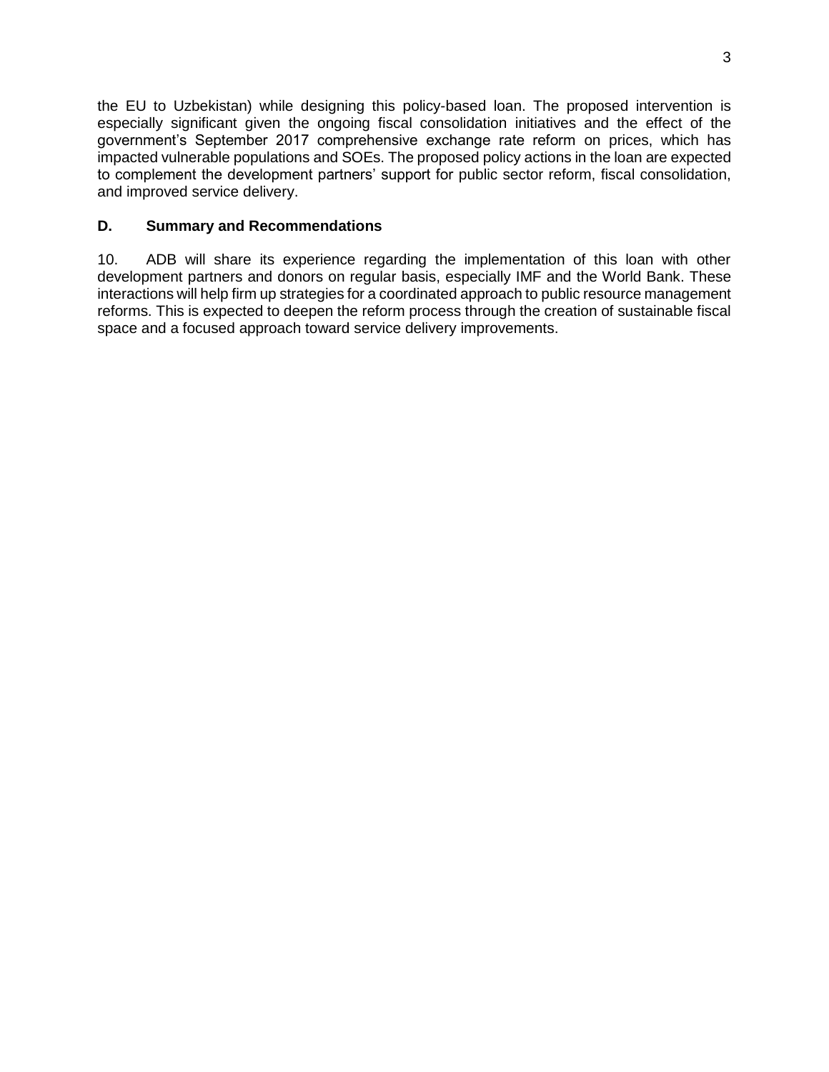the EU to Uzbekistan) while designing this policy-based loan. The proposed intervention is especially significant given the ongoing fiscal consolidation initiatives and the effect of the government's September 2017 comprehensive exchange rate reform on prices, which has impacted vulnerable populations and SOEs. The proposed policy actions in the loan are expected to complement the development partners' support for public sector reform, fiscal consolidation, and improved service delivery.

### D. Summary and Recommendations

10. ADB will share its experience regarding the implementation of this loan with other development partners and donors on regular basis, especially IMF and the World Bank. These interactions will help firm up strategies for a coordinated approach to public resource management reforms. This is expected to deepen the reform process through the creation of sustainable fiscal space and a focused approach toward service delivery improvements.